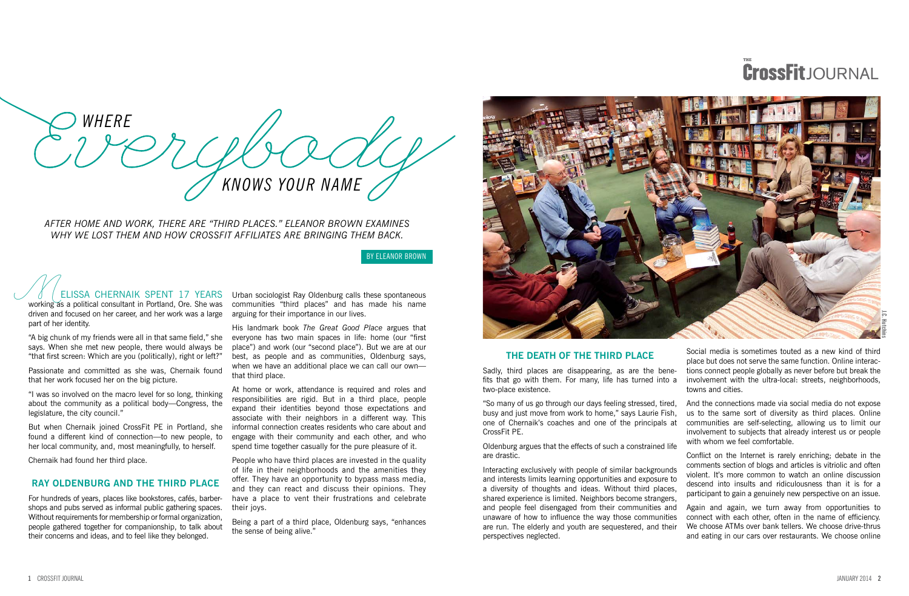# Where Everybody Knows Your Name

*AFTER HOME AND WORK, THERE ARE "THIRD PLACES." ELEANOR BROWN EXAMINES WHY WE LOST THEM AND HOW CROSSFIT AFFILIATES ARE BRINGING THEM BACK.*

BY ELEANOR BROWN

MELISSA CHERNAIK SPENT 17 YEARS working as a political consultant in Portland, Ore. She was driven and focused on her career, and her work was a large part of her identity.

"A big chunk of my friends were all in that same field," she says. When she met new people, there would always be "that first screen: Which are you (politically), right or left?"

Passionate and committed as she was, Chernaik found that her work focused her on the big picture.

"I was so involved on the macro level for so long, thinking about the community as a political body—Congress, the legislature, the city council."

But when Chernaik joined CrossFit PE in Portland, she found a different kind of connection—to new people, to her local community, and, most meaningfully, to herself.

Chernaik had found her third place.

## RAY OLDENBURG AND THE THIRD PLACE

For hundreds of years, places like bookstores, cafés, barbershops and pubs served as informal public gathering spaces. Without requirements for membership or formal organization, people gathered together for companionship, to talk about their concerns and ideas, and to feel like they belonged.

Urban sociologist Ray Oldenburg calls these spontaneous communities "third places" and has made his name arguing for their importance in our lives.

His landmark book *The Great Good Place* argues that everyone has two main spaces in life: home (our "first place") and work (our "second place"). But we are at our best, as people and as communities, Oldenburg says, when we have an additional place we can call our own—that third place.

At home or work, attendance is required and roles and responsibilities are rigid. But in a third place, people expand their identities beyond those expectations and associate with their neighbors in a different way. This informal connection creates residents who care about and engage with their community and each other, and who spend time together casually for the pure pleasure of it.

People who have third places are invested in the quality of life in their neighborhoods and the amenities they offer. They have an opportunity to bypass mass media, and they can react and discuss their opinions. They have a place to vent their frustrations and celebrate their joys.

Being a part of a third place, Oldenburg says, "enhances the sense of being alive."

J.C. Hutchins

## THE DEATH OF THE THIRD PLACE

Sadly, third places are disappearing, as are the benefits that go with them. For many, life has turned into a two-place existence.

"So many of us go through our days feeling stressed, tired, busy and just move from work to home," says Laurie Fish, one of Chernaik's coaches and one of the principals at CrossFit PE.

Oldenburg argues that the effects of such a constrained life are drastic.

Interacting exclusively with people of similar backgrounds and interests limits learning opportunities and exposure to a diversity of thoughts and ideas. Without third places, shared experience is limited. Neighbors become strangers, and people feel disengaged from their communities and unaware of how to influence the way those communities are run. The elderly and youth are sequestered, and their perspectives neglected.

Social media is sometimes touted as a new kind of third place but does not serve the same function. Online interactions connect people globally as never before but break the involvement with the ultra-local: streets, neighborhoods, towns and cities.

And the connections made via social media do not expose us to the same sort of diversity as third places. Online communities are self-selecting, allowing us to limit our involvement to subjects that already interest us or people with whom we feel comfortable.

Conflict on the Internet is rarely enriching; debate in the comments section of blogs and articles is vitriolic and often violent. It's more common to watch an online discussion descend into insults and ridiculousness than it is for a participant to gain a genuinely new perspective on an issue.

Again and again, we turn away from opportunities to connect with each other, often in the name of efficiency. We choose ATMs over bank tellers. We choose drive-thrus and eating in our cars over restaurants. We choose online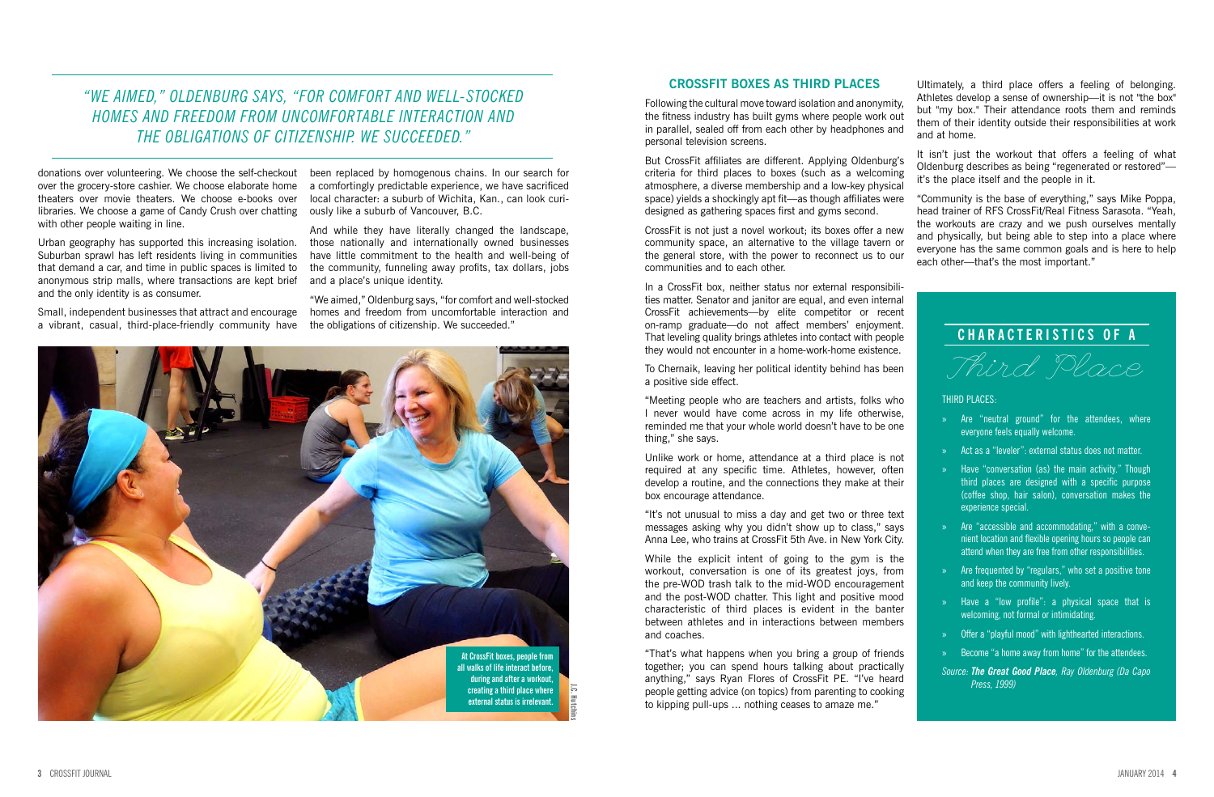*"WE AIMED," OLDENBURG SAYS, "FOR COMFORT AND WELL-STOCKED HOMES AND FREEDOM FROM UNCOMFORTABLE INTERACTION AND THE OBLIGATIONS OF CITIZENSHIP. WE SUCCEEDED."*

donations over volunteering. We choose the self-checkout over the grocery-store cashier. We choose elaborate home theaters over movie theaters. We choose e-books over libraries. We choose a game of Candy Crush over chatting with other people waiting in line.

Urban geography has supported this increasing isolation. Suburban sprawl has left residents living in communities that demand a car, and time in public spaces is limited to anonymous strip malls, where transactions are kept brief and the only identity is as consumer.

Small, independent businesses that attract and encourage a vibrant, casual, third-place-friendly community have been replaced by homogenous chains. In our search for a comfortingly predictable experience, we have sacrificed local character: a suburb of Wichita, Kan., can look curiously like a suburb of Vancouver, B.C.

And while they have literally changed the landscape, those nationally and internationally owned businesses have little commitment to the health and well-being of the community, funneling away profits, tax dollars, jobs and a place's unique identity.

"We aimed," Oldenburg says, "for comfort and well-stocked homes and freedom from uncomfortable interaction and the obligations of citizenship. We succeeded."

At CrossFit boxes, people from all walks of life interact before, during and after a workout, creating a third place where external status is irrelevant.

J.C. Hutchins

## CROSSFIT BOXES AS THIRD PLACES

Following the cultural move toward isolation and anonymity, the fitness industry has built gyms where people work out in parallel, sealed off from each other by headphones and personal television screens.

But CrossFit affiliates are different. Applying Oldenburg's criteria for third places to boxes (such as a welcoming atmosphere, a diverse membership and a low-key physical space) yields a shockingly apt fit—as though affiliates were designed as gathering spaces first and gyms second.

CrossFit is not just a novel workout; its boxes offer a new community space, an alternative to the village tavern or the general store, with the power to reconnect us to our communities and to each other.

In a CrossFit box, neither status nor external responsibilities matter. Senator and janitor are equal, and even internal CrossFit achievements—by elite competitor or recent on-ramp graduate—do not affect members' enjoyment. That leveling quality brings athletes into contact with people they would not encounter in a home-work-home existence.

To Chernaik, leaving her political identity behind has been a positive side effect.

"Meeting people who are teachers and artists, folks who I never would have come across in my life otherwise, reminded me that your whole world doesn't have to be one thing," she says.

Unlike work or home, attendance at a third place is not required at any specific time. Athletes, however, often develop a routine, and the connections they make at their box encourage attendance.

"It's not unusual to miss a day and get two or three text messages asking why you didn't show up to class," says Anna Lee, who trains at CrossFit 5th Ave. in New York City.

While the explicit intent of going to the gym is the workout, conversation is one of its greatest joys, from the pre-WOD trash talk to the mid-WOD encouragement and the post-WOD chatter. This light and positive mood characteristic of third places is evident in the banter between athletes and in interactions between members and coaches.

"That's what happens when you bring a group of friends together; you can spend hours talking about practically anything," says Ryan Flores of CrossFit PE. "I've heard people getting advice (on topics) from parenting to cooking to kipping pull-ups ... nothing ceases to amaze me."

Ultimately, a third place offers a feeling of belonging. Athletes develop a sense of ownership—it is not "the box" but "my box." Their attendance roots them and reminds them of their identity outside their responsibilities at work and at home.

It isn't just the workout that offers a feeling of what Oldenburg describes as being "regenerated or restored"—it's the place itself and the people in it.

"Community is the base of everything," says Mike Poppa, head trainer of RFS CrossFit/Real Fitness Sarasota. "Yeah, the workouts are crazy and we push ourselves mentally and physically, but being able to step into a place where everyone has the same common goals and is here to help each other—that's the most important."

### CHARACTERISTICS OF A *Third Place*

THIRD PLACES:

- Are "neutral ground" for the attendees, where everyone feels equally welcome.
- Act as a "leveler": external status does not matter.
- Have "conversation (as) the main activity." Though third places are designed with a specific purpose (coffee shop, hair salon), conversation makes the experience special.
- Are "accessible and accommodating," with a convenient location and flexible opening hours so people can attend when they are free from other responsibilities.
- Are frequented by "regulars," who set a positive tone and keep the community lively.
- Have a "low profile": a physical space that is welcoming, not formal or intimidating.
- Offer a "playful mood" with lighthearted interactions.
- Become "a home away from home" for the attendees.

*Source: **The Great Good Place**, Ray Oldenburg (Da Capo Press, 1999)*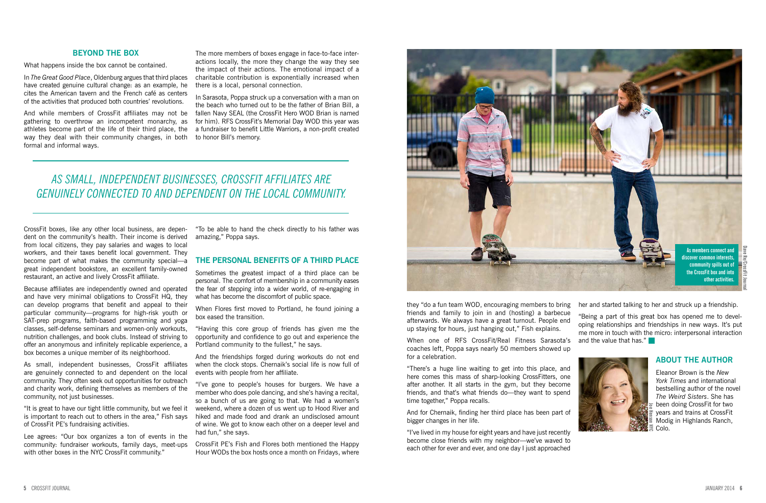## BEYOND THE BOX

What happens inside the box cannot be contained.

In *The Great Good Place*, Oldenburg argues that third places have created genuine cultural change: as an example, he cites the American tavern and the French café as centers of the activities that produced both countries' revolutions.

And while members of CrossFit affiliates may not be gathering to overthrow an incompetent monarchy, as athletes become part of the life of their third place, the way they deal with their community changes, in both formal and informal ways.

The more members of boxes engage in face-to-face interactions locally, the more they change the way they see the impact of their actions. The emotional impact of a charitable contribution is exponentially increased when there is a local, personal connection.

In Sarasota, Poppa struck up a conversation with a man on the beach who turned out to be the father of Brian Bill, a fallen Navy SEAL (the CrossFit Hero WOD Brian is named for him). RFS CrossFit's Memorial Day WOD this year was a fundraiser to benefit Little Warriors, a non-profit created to honor Bill's memory.

*AS SMALL, INDEPENDENT BUSINESSES, CROSSFIT AFFILIATES ARE GENUINELY CONNECTED TO AND DEPENDENT ON THE LOCAL COMMUNITY.*

CrossFit boxes, like any other local business, are dependent on the community's health. Their income is derived from local citizens, they pay salaries and wages to local workers, and their taxes benefit local government. They become part of what makes the community special—a great independent bookstore, an excellent family-owned restaurant, an active and lively CrossFit affiliate.

Because affiliates are independently owned and operated and have very minimal obligations to CrossFit HQ, they can develop programs that benefit and appeal to their particular community—programs for high-risk youth or SAT-prep programs, faith-based programming and yoga classes, self-defense seminars and women-only workouts, nutrition challenges, and book clubs. Instead of striving to offer an anonymous and infinitely replicable experience, a box becomes a unique member of its neighborhood.

As small, independent businesses, CrossFit affiliates are genuinely connected to and dependent on the local community. They often seek out opportunities for outreach and charity work, defining themselves as members of the community, not just businesses.

"It is great to have our tight little community, but we feel it is important to reach out to others in the area," Fish says of CrossFit PE's fundraising activities.

Lee agrees: "Our box organizes a ton of events in the community: fundraiser workouts, family days, meet-ups with other boxes in the NYC CrossFit community."

"To be able to hand the check directly to his father was amazing," Poppa says.

## THE PERSONAL BENEFITS OF A THIRD PLACE

Sometimes the greatest impact of a third place can be personal. The comfort of membership in a community eases the fear of stepping into a wider world, of re-engaging in what has become the discomfort of public space.

When Flores first moved to Portland, he found joining a box eased the transition.

"Having this core group of friends has given me the opportunity and confidence to go out and experience the Portland community to the fullest," he says.

And the friendships forged during workouts do not end when the clock stops. Chernaik's social life is now full of events with people from her affiliate.

"I've gone to people's houses for burgers. We have a member who does pole dancing, and she's having a recital, so a bunch of us are going to that. We had a women's weekend, where a dozen of us went up to Hood River and hiked and made food and drank an undisclosed amount of wine. We got to know each other on a deeper level and had fun," she says.

CrossFit PE's Fish and Flores both mentioned the Happy Hour WODs the box hosts once a month on Fridays, where they "do a fun team WOD, encouraging members to bring friends and family to join in and (hosting) a barbecue afterwards. We always have a great turnout. People end up staying for hours, just hanging out," Fish explains.

As members connect and discover common interests, community spills out of the CrossFit box and into other activities.

Dave Re/CrossFit Journal

When one of RFS CrossFit/Real Fitness Sarasota's coaches left, Poppa says nearly 50 members showed up for a celebration.

"There's a huge line waiting to get into this place, and here comes this mass of sharp-looking CrossFitters, one after another. It all starts in the gym, but they become friends, and that's what friends do—they want to spend time together," Poppa recalls.

And for Chernaik, finding her third place has been part of bigger changes in her life.

"I've lived in my house for eight years and have just recently become close friends with my neighbor—we've waved to each other for ever and ever, and one day I just approached her and started talking to her and struck up a friendship.

"Being a part of this great box has opened me to developing relationships and friendships in new ways. It's put me more in touch with the micro: interpersonal interaction and the value that has."

## ABOUT THE AUTHOR

Joe Henson NYC

Eleanor Brown is the *New York Times* and international bestselling author of the novel *The Weird Sisters*. She has been doing CrossFit for two years and trains at CrossFit Modig in Highlands Ranch, Colo.